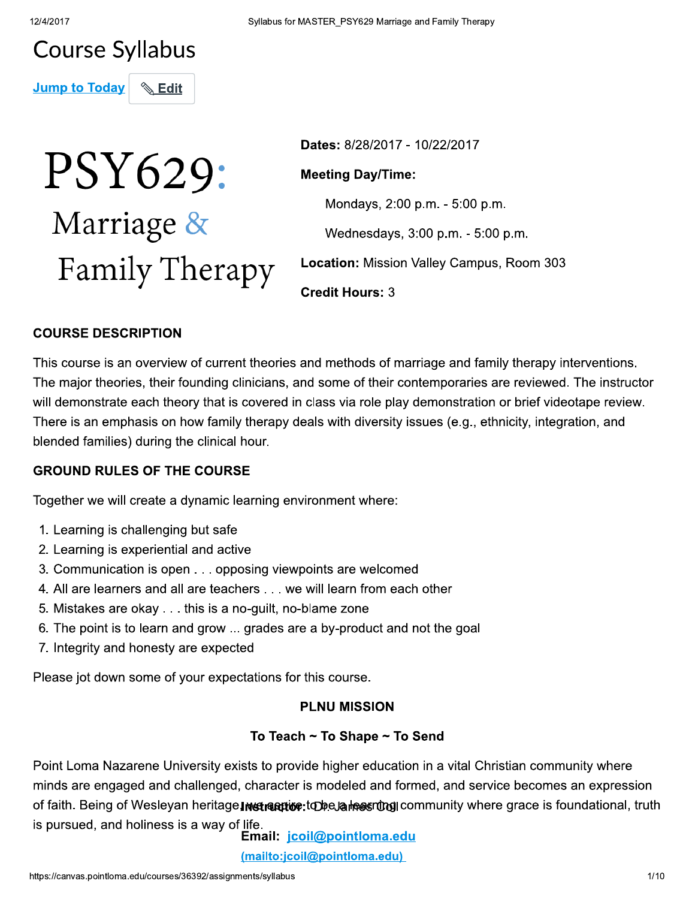# Course Syllabus

Jump to Today | Edit

# PSY629: Marriage & Family Therapy

**Dates:** 8/28/2017 - 10/22/2017

**Meeting Day/Time:**

Mondays, 2:00 p.m. - 5:00 p.m.

Wednesdays, 3:00 p.m. - 5:00 p.m.

**Location:** Mission Valley Campus, Room 303

**Credit Hours:** 3

**Instructor:** Dr. James Coil

**Email:** jcoil@pointloma.edu (mailto:jcoil@pointloma.edu)

## COURSE DESCRIPTION

This course is an overview of current theories and methods of marriage and family therapy interventions. The major theories, their founding clinicians, and some of their contemporaries are reviewed. The instructor will demonstrate each theory that is covered in class via role play demonstration or brief videotape review. There is an emphasis on how family therapy deals with diversity issues (e.g., ethnicity, integration, and blended families) during the clinical hour.

## GROUND RULES OF THE COURSE

Together we will create a dynamic learning environment where:

1. Learning is challenging but safe
2. Learning is experiential and active
3. Communication is open . . . opposing viewpoints are welcomed
4. All are learners and all are teachers . . . we will learn from each other
5. Mistakes are okay . . . this is a no-guilt, no-blame zone
6. The point is to learn and grow ... grades are a by-product and not the goal
7. Integrity and honesty are expected

Please jot down some of your expectations for this course.

## PLNU MISSION

### To Teach ~ To Shape ~ To Send

Point Loma Nazarene University exists to provide higher education in a vital Christian community where minds are engaged and challenged, character is modeled and formed, and service becomes an expression of faith. Being of Wesleyan heritage, we aspire to be a learning community where grace is foundational, truth is pursued, and holiness is a way of life.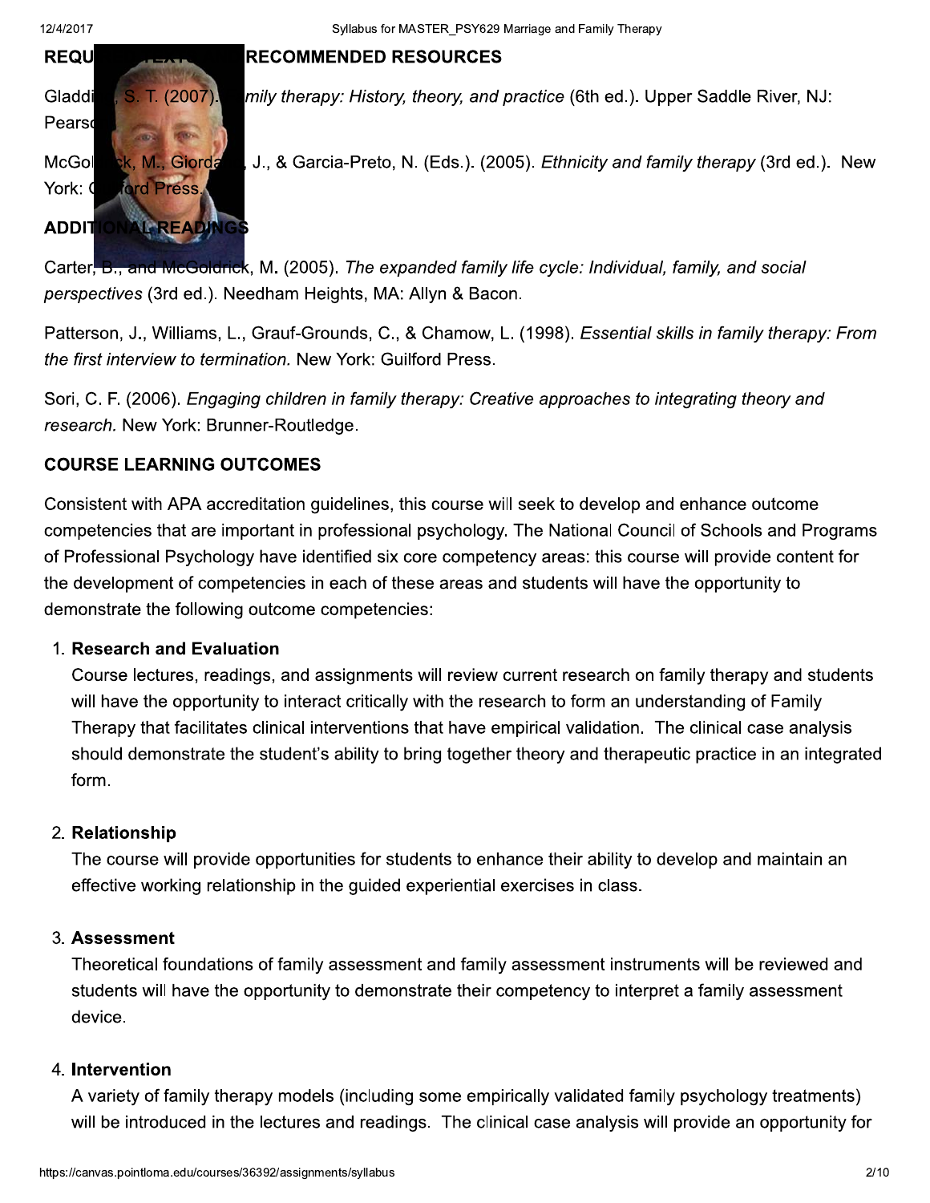## REQUIRED TEXTS AND RECOMMENDED RESOURCES

Gladding, S. T. (2007). *Family therapy: History, theory, and practice* (6th ed.). Upper Saddle River, NJ: Pearson.

McGoldrick, M., Giordano, J., & Garcia-Preto, N. (Eds.). (2005). *Ethnicity and family therapy* (3rd ed.). New York: Guilford Press.

## ADDITIONAL READINGS

Carter, B., and McGoldrick, M. (2005). *The expanded family life cycle: Individual, family, and social perspectives* (3rd ed.). Needham Heights, MA: Allyn & Bacon.

Patterson, J., Williams, L., Grauf-Grounds, C., & Chamow, L. (1998). *Essential skills in family therapy: From the first interview to termination.* New York: Guilford Press.

Sori, C. F. (2006). *Engaging children in family therapy: Creative approaches to integrating theory and research.* New York: Brunner-Routledge.

## COURSE LEARNING OUTCOMES

Consistent with APA accreditation guidelines, this course will seek to develop and enhance outcome competencies that are important in professional psychology. The National Council of Schools and Programs of Professional Psychology have identified six core competency areas: this course will provide content for the development of competencies in each of these areas and students will have the opportunity to demonstrate the following outcome competencies:

1. **Research and Evaluation**
   Course lectures, readings, and assignments will review current research on family therapy and students will have the opportunity to interact critically with the research to form an understanding of Family Therapy that facilitates clinical interventions that have empirical validation. The clinical case analysis should demonstrate the student's ability to bring together theory and therapeutic practice in an integrated form.

2. **Relationship**
   The course will provide opportunities for students to enhance their ability to develop and maintain an effective working relationship in the guided experiential exercises in class.

3. **Assessment**
   Theoretical foundations of family assessment and family assessment instruments will be reviewed and students will have the opportunity to demonstrate their competency to interpret a family assessment device.

4. **Intervention**
   A variety of family therapy models (including some empirically validated family psychology treatments) will be introduced in the lectures and readings. The clinical case analysis will provide an opportunity for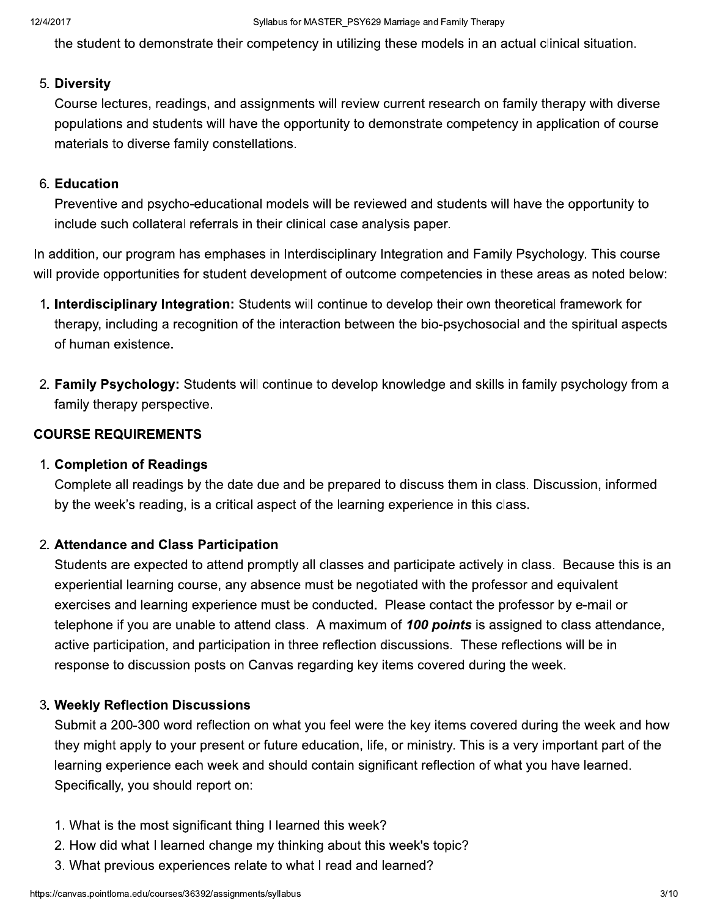the student to demonstrate their competency in utilizing these models in an actual clinical situation.

5. **Diversity**
   Course lectures, readings, and assignments will review current research on family therapy with diverse populations and students will have the opportunity to demonstrate competency in application of course materials to diverse family constellations.

6. **Education**
   Preventive and psycho-educational models will be reviewed and students will have the opportunity to include such collateral referrals in their clinical case analysis paper.

In addition, our program has emphases in Interdisciplinary Integration and Family Psychology. This course will provide opportunities for student development of outcome competencies in these areas as noted below:

1. **Interdisciplinary Integration:** Students will continue to develop their own theoretical framework for therapy, including a recognition of the interaction between the bio-psychosocial and the spiritual aspects of human existence.

2. **Family Psychology:** Students will continue to develop knowledge and skills in family psychology from a family therapy perspective.

## COURSE REQUIREMENTS

1. **Completion of Readings**
   Complete all readings by the date due and be prepared to discuss them in class. Discussion, informed by the week's reading, is a critical aspect of the learning experience in this class.

2. **Attendance and Class Participation**
   Students are expected to attend promptly all classes and participate actively in class. Because this is an experiential learning course, any absence must be negotiated with the professor and equivalent exercises and learning experience must be conducted**.** Please contact the professor by e-mail or telephone if you are unable to attend class. A maximum of ***100 points*** is assigned to class attendance, active participation, and participation in three reflection discussions. These reflections will be in response to discussion posts on Canvas regarding key items covered during the week.

3. **Weekly Reflection Discussions**
   Submit a 200-300 word reflection on what you feel were the key items covered during the week and how they might apply to your present or future education, life, or ministry. This is a very important part of the learning experience each week and should contain significant reflection of what you have learned. Specifically, you should report on:

   1. What is the most significant thing I learned this week?
   2. How did what I learned change my thinking about this week's topic?
   3. What previous experiences relate to what I read and learned?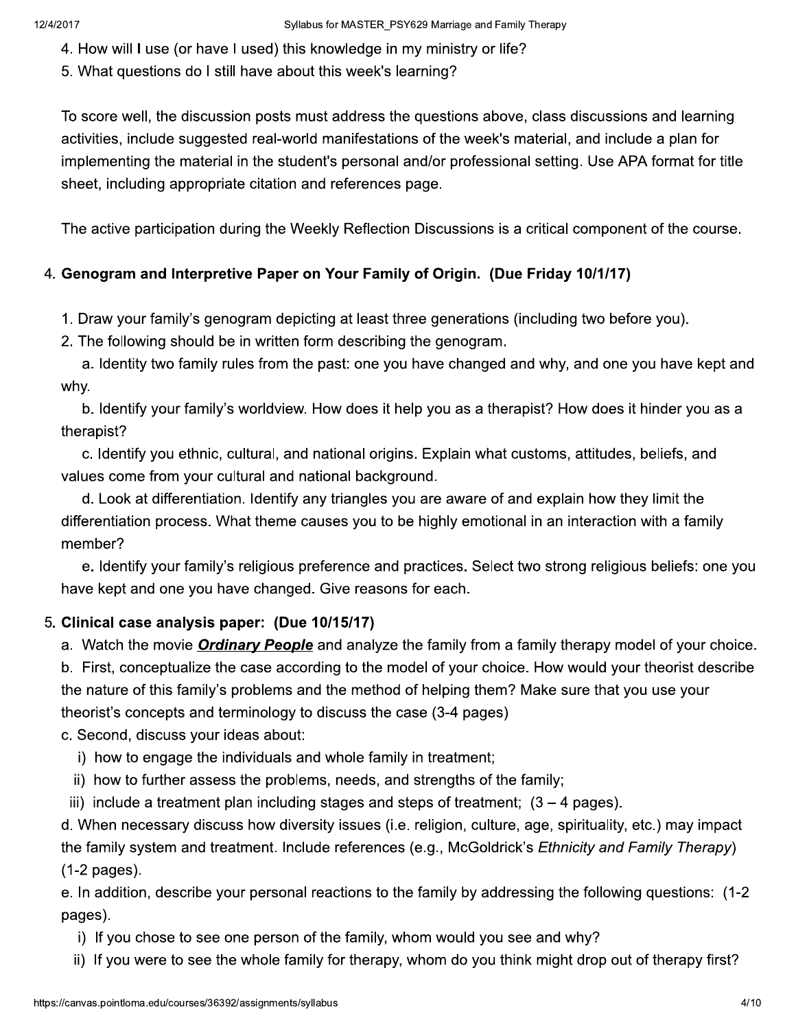4. How will I use (or have I used) this knowledge in my ministry or life?
5. What questions do I still have about this week's learning?

To score well, the discussion posts must address the questions above, class discussions and learning activities, include suggested real-world manifestations of the week's material, and include a plan for implementing the material in the student's personal and/or professional setting. Use APA format for title sheet, including appropriate citation and references page.

The active participation during the Weekly Reflection Discussions is a critical component of the course.

4. **Genogram and Interpretive Paper on Your Family of Origin. (Due Friday 10/1/17)**

   1. Draw your family's genogram depicting at least three generations (including two before you).
   2. The following should be in written form describing the genogram.

      a. Identity two family rules from the past: one you have changed and why, and one you have kept and why.

      b. Identify your family's worldview. How does it help you as a therapist? How does it hinder you as a therapist?

      c. Identify you ethnic, cultural, and national origins. Explain what customs, attitudes, beliefs, and values come from your cultural and national background.

      d. Look at differentiation. Identify any triangles you are aware of and explain how they limit the differentiation process. What theme causes you to be highly emotional in an interaction with a family member?

      e. Identify your family's religious preference and practices. Select two strong religious beliefs: one you have kept and one you have changed. Give reasons for each.

5. **Clinical case analysis paper: (Due 10/15/17)**

   a. Watch the movie ***Ordinary People*** and analyze the family from a family therapy model of your choice.

   b. First, conceptualize the case according to the model of your choice. How would your theorist describe the nature of this family's problems and the method of helping them? Make sure that you use your theorist's concepts and terminology to discuss the case (3-4 pages)

   c. Second, discuss your ideas about:

      i) how to engage the individuals and whole family in treatment;

      ii) how to further assess the problems, needs, and strengths of the family;

      iii) include a treatment plan including stages and steps of treatment; (3 – 4 pages).

   d. When necessary discuss how diversity issues (i.e. religion, culture, age, spirituality, etc.) may impact the family system and treatment. Include references (e.g., McGoldrick's *Ethnicity and Family Therapy*) (1-2 pages).

   e. In addition, describe your personal reactions to the family by addressing the following questions: (1-2 pages).

      i) If you chose to see one person of the family, whom would you see and why?

      ii) If you were to see the whole family for therapy, whom do you think might drop out of therapy first?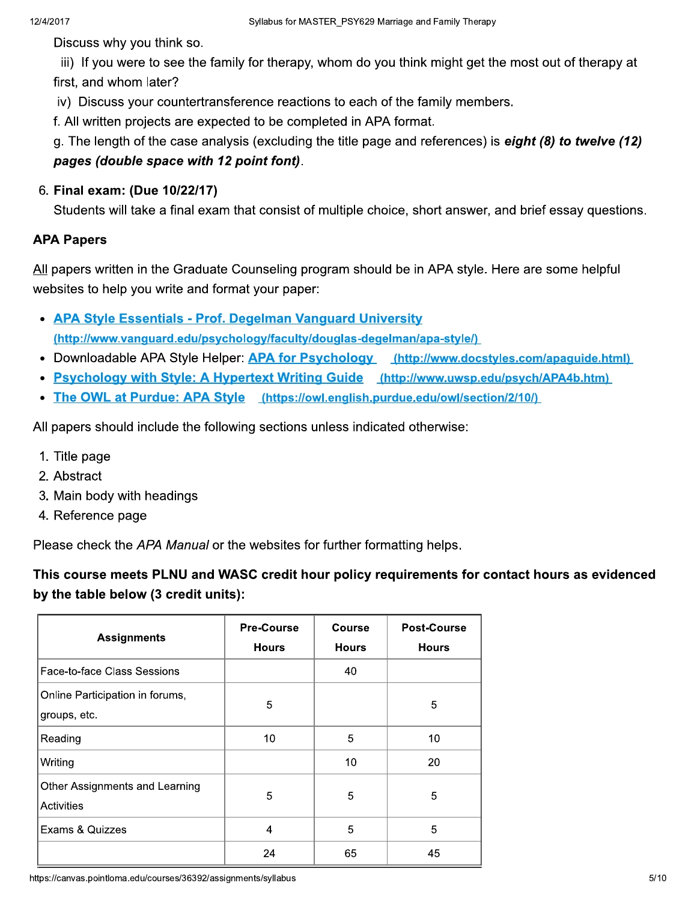Discuss why you think so.

iii) If you were to see the family for therapy, whom do you think might get the most out of therapy at first, and whom later?

iv) Discuss your countertransference reactions to each of the family members.

f. All written projects are expected to be completed in APA format.

g. The length of the case analysis (excluding the title page and references) is ***eight (8) to twelve (12) pages (double space with 12 point font)***.

6. **Final exam: (Due 10/22/17)**
   Students will take a final exam that consist of multiple choice, short answer, and brief essay questions.

**APA Papers**

All papers written in the Graduate Counseling program should be in APA style. Here are some helpful websites to help you write and format your paper:

- [APA Style Essentials - Prof. Degelman Vanguard University](http://www.vanguard.edu/psychology/faculty/douglas-degelman/apa-style/) (http://www.vanguard.edu/psychology/faculty/douglas-degelman/apa-style/)
- Downloadable APA Style Helper: [APA for Psychology](http://www.docstyles.com/apaguide.html) (http://www.docstyles.com/apaguide.html)
- [Psychology with Style: A Hypertext Writing Guide](http://www.uwsp.edu/psych/APA4b.htm) (http://www.uwsp.edu/psych/APA4b.htm)
- [The OWL at Purdue: APA Style](https://owl.english.purdue.edu/owl/section/2/10/) (https://owl.english.purdue.edu/owl/section/2/10/)

All papers should include the following sections unless indicated otherwise:

1. Title page
2. Abstract
3. Main body with headings
4. Reference page

Please check the *APA Manual* or the websites for further formatting helps.

**This course meets PLNU and WASC credit hour policy requirements for contact hours as evidenced by the table below (3 credit units):**

| Assignments | Pre-Course Hours | Course Hours | Post-Course Hours |
|---|---|---|---|
| Face-to-face Class Sessions | | 40 | |
| Online Participation in forums, groups, etc. | 5 | | 5 |
| Reading | 10 | 5 | 10 |
| Writing | | 10 | 20 |
| Other Assignments and Learning Activities | 5 | 5 | 5 |
| Exams & Quizzes | 4 | 5 | 5 |
| | 24 | 65 | 45 |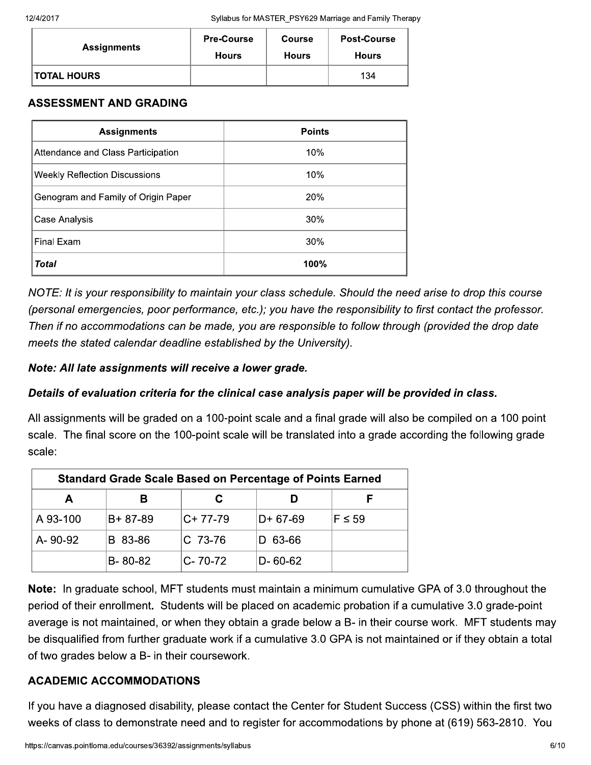| Assignments | Pre-Course Hours | Course Hours | Post-Course Hours |
|---|---|---|---|
| TOTAL HOURS | | | 134 |

## ASSESSMENT AND GRADING

| Assignments | Points |
|---|---|
| Attendance and Class Participation | 10% |
| Weekly Reflection Discussions | 10% |
| Genogram and Family of Origin Paper | 20% |
| Case Analysis | 30% |
| Final Exam | 30% |
| ***Total*** | **100%** |

*NOTE: It is your responsibility to maintain your class schedule. Should the need arise to drop this course (personal emergencies, poor performance, etc.); you have the responsibility to first contact the professor. Then if no accommodations can be made, you are responsible to follow through (provided the drop date meets the stated calendar deadline established by the University).*

***Note: All late assignments will receive a lower grade.***

***Details of evaluation criteria for the clinical case analysis paper will be provided in class.***

All assignments will be graded on a 100-point scale and a final grade will also be compiled on a 100 point scale. The final score on the 100-point scale will be translated into a grade according the following grade scale:

| **Standard Grade Scale Based on Percentage of Points Earned** | | | | |
|---|---|---|---|---|
| **A** | **B** | **C** | **D** | **F** |
| A 93-100 | B+ 87-89 | C+ 77-79 | D+ 67-69 | F ≤ 59 |
| A- 90-92 | B 83-86 | C 73-76 | D 63-66 | |
| | B- 80-82 | C- 70-72 | D- 60-62 | |

**Note:** In graduate school, MFT students must maintain a minimum cumulative GPA of 3.0 throughout the period of their enrollment**.** Students will be placed on academic probation if a cumulative 3.0 grade-point average is not maintained, or when they obtain a grade below a B- in their course work. MFT students may be disqualified from further graduate work if a cumulative 3.0 GPA is not maintained or if they obtain a total of two grades below a B- in their coursework.

## ACADEMIC ACCOMMODATIONS

If you have a diagnosed disability, please contact the Center for Student Success (CSS) within the first two weeks of class to demonstrate need and to register for accommodations by phone at (619) 563-2810. You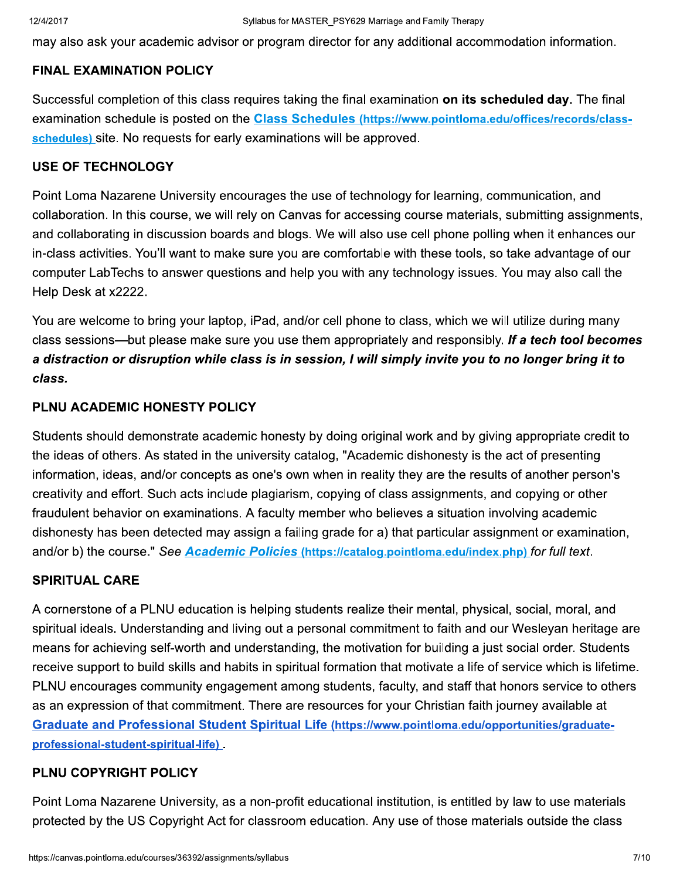may also ask your academic advisor or program director for any additional accommodation information.

## FINAL EXAMINATION POLICY

Successful completion of this class requires taking the final examination **on its scheduled day**. The final examination schedule is posted on the **[Class Schedules (https://www.pointloma.edu/offices/records/class-schedules)](https://www.pointloma.edu/offices/records/class-schedules)** site. No requests for early examinations will be approved.

## USE OF TECHNOLOGY

Point Loma Nazarene University encourages the use of technology for learning, communication, and collaboration. In this course, we will rely on Canvas for accessing course materials, submitting assignments, and collaborating in discussion boards and blogs. We will also use cell phone polling when it enhances our in-class activities. You'll want to make sure you are comfortable with these tools, so take advantage of our computer LabTechs to answer questions and help you with any technology issues. You may also call the Help Desk at x2222.

You are welcome to bring your laptop, iPad, and/or cell phone to class, which we will utilize during many class sessions—but please make sure you use them appropriately and responsibly. ***If a tech tool becomes a distraction or disruption while class is in session, I will simply invite you to no longer bring it to class.***

## PLNU ACADEMIC HONESTY POLICY

Students should demonstrate academic honesty by doing original work and by giving appropriate credit to the ideas of others. As stated in the university catalog, "Academic dishonesty is the act of presenting information, ideas, and/or concepts as one's own when in reality they are the results of another person's creativity and effort. Such acts include plagiarism, copying of class assignments, and copying or other fraudulent behavior on examinations. A faculty member who believes a situation involving academic dishonesty has been detected may assign a failing grade for a) that particular assignment or examination, and/or b) the course." *See* ***[Academic Policies](https://catalog.pointloma.edu/index.php)*** **(https://catalog.pointloma.edu/index.php)** *for full text*.

## SPIRITUAL CARE

A cornerstone of a PLNU education is helping students realize their mental, physical, social, moral, and spiritual ideals. Understanding and living out a personal commitment to faith and our Wesleyan heritage are means for achieving self-worth and understanding, the motivation for building a just social order. Students receive support to build skills and habits in spiritual formation that motivate a life of service which is lifetime. PLNU encourages community engagement among students, faculty, and staff that honors service to others as an expression of that commitment. There are resources for your Christian faith journey available at **[Graduate and Professional Student Spiritual Life (https://www.pointloma.edu/opportunities/graduate-professional-student-spiritual-life)](https://www.pointloma.edu/opportunities/graduate-professional-student-spiritual-life)**.

## PLNU COPYRIGHT POLICY

Point Loma Nazarene University, as a non-profit educational institution, is entitled by law to use materials protected by the US Copyright Act for classroom education. Any use of those materials outside the class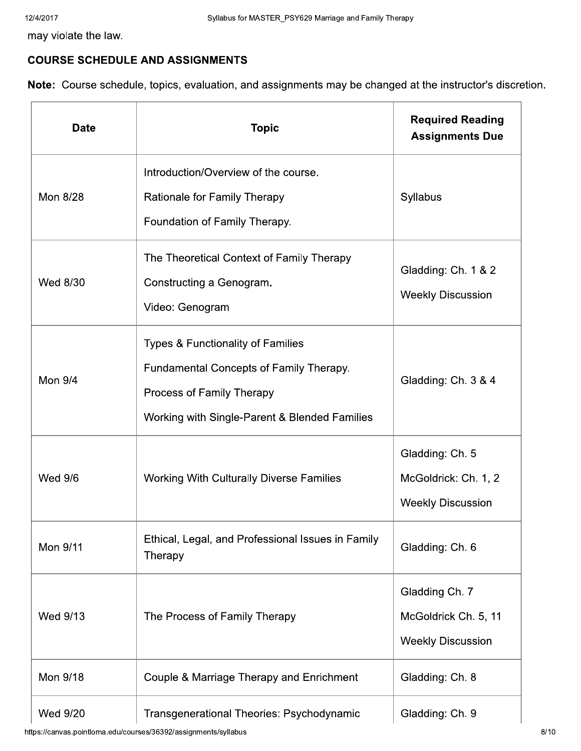may violate the law.

## COURSE SCHEDULE AND ASSIGNMENTS

**Note:** Course schedule, topics, evaluation, and assignments may be changed at the instructor's discretion.

| Date | Topic | Required Reading Assignments Due |
|---|---|---|
| Mon 8/28 | Introduction/Overview of the course.<br>Rationale for Family Therapy<br>Foundation of Family Therapy. | Syllabus |
| Wed 8/30 | The Theoretical Context of Family Therapy<br>Constructing a Genogram.<br>Video: Genogram | Gladding: Ch. 1 & 2<br>Weekly Discussion |
| Mon 9/4 | Types & Functionality of Families<br>Fundamental Concepts of Family Therapy.<br>Process of Family Therapy<br>Working with Single-Parent & Blended Families | Gladding: Ch. 3 & 4 |
| Wed 9/6 | Working With Culturally Diverse Families | Gladding: Ch. 5<br>McGoldrick: Ch. 1, 2<br>Weekly Discussion |
| Mon 9/11 | Ethical, Legal, and Professional Issues in Family Therapy | Gladding: Ch. 6 |
| Wed 9/13 | The Process of Family Therapy | Gladding Ch. 7<br>McGoldrick Ch. 5, 11<br>Weekly Discussion |
| Mon 9/18 | Couple & Marriage Therapy and Enrichment | Gladding: Ch. 8 |
| Wed 9/20 | Transgenerational Theories: Psychodynamic | Gladding: Ch. 9 |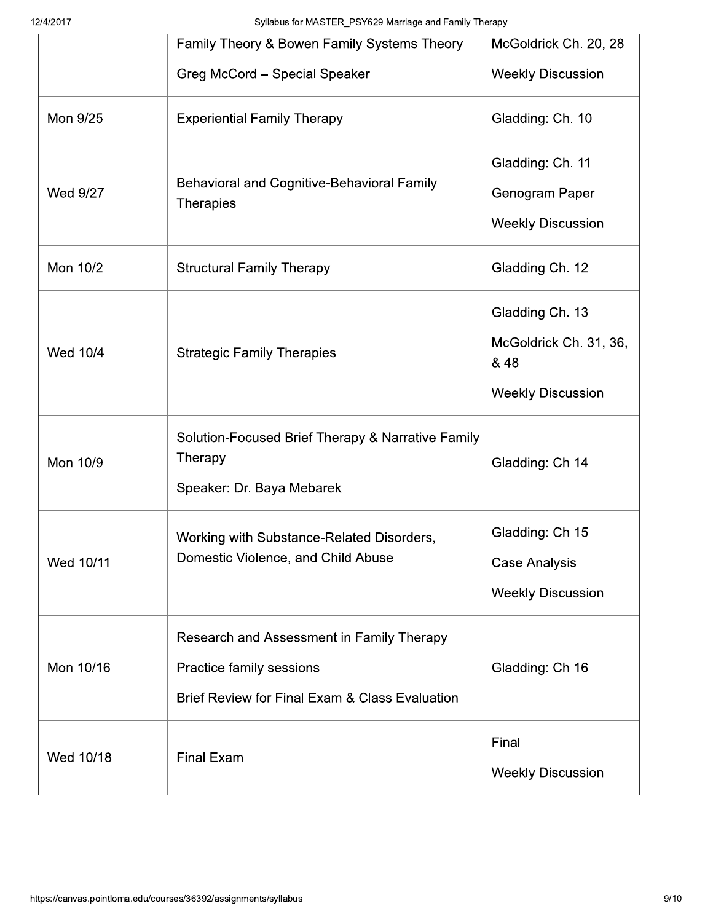|  |  |  |
| --- | --- | --- |
|  | Family Theory & Bowen Family Systems Theory<br>Greg McCord – Special Speaker | McGoldrick Ch. 20, 28<br>Weekly Discussion |
| Mon 9/25 | Experiential Family Therapy | Gladding: Ch. 10 |
| Wed 9/27 | Behavioral and Cognitive-Behavioral Family Therapies | Gladding: Ch. 11<br>Genogram Paper<br>Weekly Discussion |
| Mon 10/2 | Structural Family Therapy | Gladding Ch. 12 |
| Wed 10/4 | Strategic Family Therapies | Gladding Ch. 13<br>McGoldrick Ch. 31, 36, & 48<br>Weekly Discussion |
| Mon 10/9 | Solution-Focused Brief Therapy & Narrative Family Therapy<br>Speaker: Dr. Baya Mebarek | Gladding: Ch 14 |
| Wed 10/11 | Working with Substance-Related Disorders, Domestic Violence, and Child Abuse | Gladding: Ch 15<br>Case Analysis<br>Weekly Discussion |
| Mon 10/16 | Research and Assessment in Family Therapy<br>Practice family sessions<br>Brief Review for Final Exam & Class Evaluation | Gladding: Ch 16 |
| Wed 10/18 | Final Exam | Final<br>Weekly Discussion |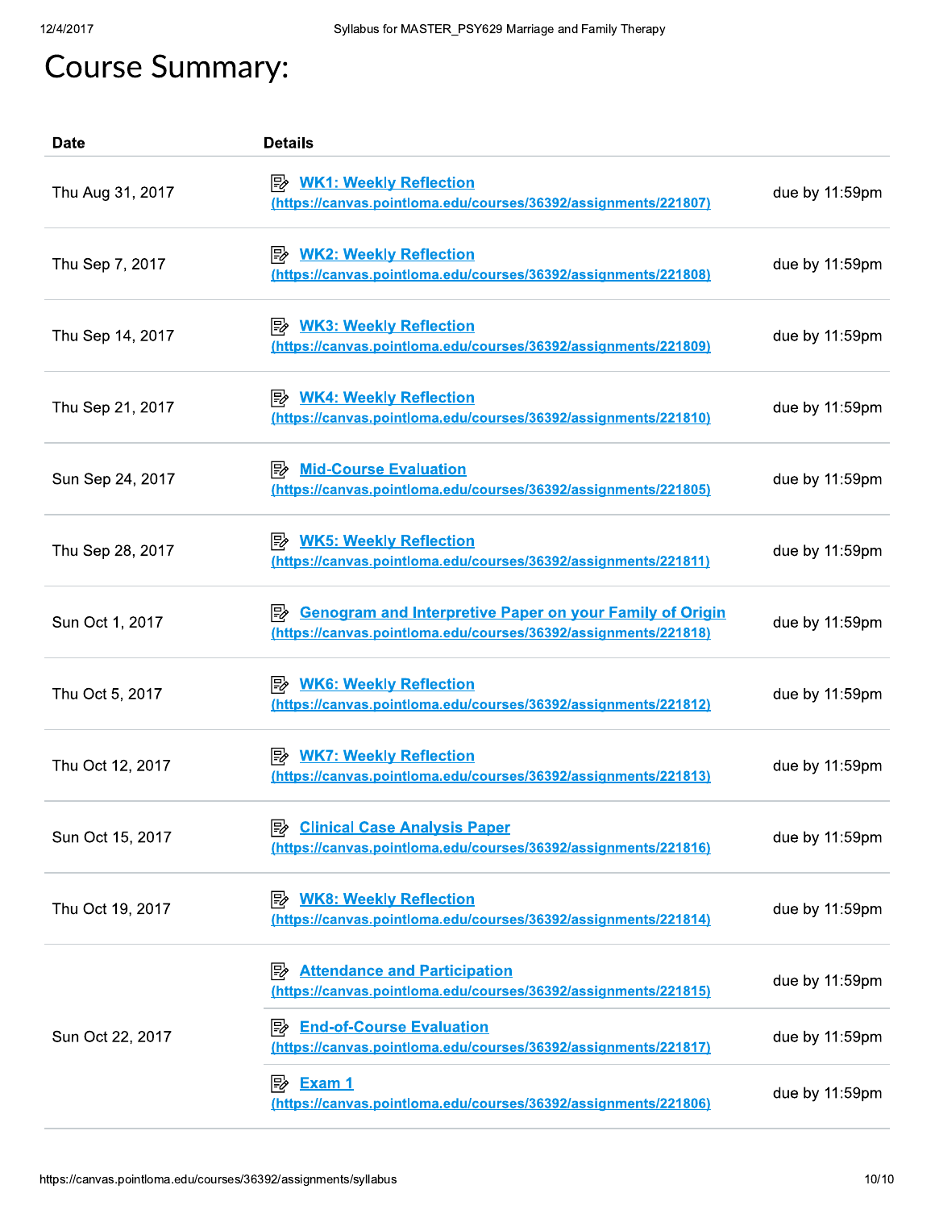# Course Summary:

| Date | Details | |
|---|---|---|
| Thu Aug 31, 2017 | WK1: Weekly Reflection (https://canvas.pointloma.edu/courses/36392/assignments/221807) | due by 11:59pm |
| Thu Sep 7, 2017 | WK2: Weekly Reflection (https://canvas.pointloma.edu/courses/36392/assignments/221808) | due by 11:59pm |
| Thu Sep 14, 2017 | WK3: Weekly Reflection (https://canvas.pointloma.edu/courses/36392/assignments/221809) | due by 11:59pm |
| Thu Sep 21, 2017 | WK4: Weekly Reflection (https://canvas.pointloma.edu/courses/36392/assignments/221810) | due by 11:59pm |
| Sun Sep 24, 2017 | Mid-Course Evaluation (https://canvas.pointloma.edu/courses/36392/assignments/221805) | due by 11:59pm |
| Thu Sep 28, 2017 | WK5: Weekly Reflection (https://canvas.pointloma.edu/courses/36392/assignments/221811) | due by 11:59pm |
| Sun Oct 1, 2017 | Genogram and Interpretive Paper on your Family of Origin (https://canvas.pointloma.edu/courses/36392/assignments/221818) | due by 11:59pm |
| Thu Oct 5, 2017 | WK6: Weekly Reflection (https://canvas.pointloma.edu/courses/36392/assignments/221812) | due by 11:59pm |
| Thu Oct 12, 2017 | WK7: Weekly Reflection (https://canvas.pointloma.edu/courses/36392/assignments/221813) | due by 11:59pm |
| Sun Oct 15, 2017 | Clinical Case Analysis Paper (https://canvas.pointloma.edu/courses/36392/assignments/221816) | due by 11:59pm |
| Thu Oct 19, 2017 | WK8: Weekly Reflection (https://canvas.pointloma.edu/courses/36392/assignments/221814) | due by 11:59pm |
| Sun Oct 22, 2017 | Attendance and Participation (https://canvas.pointloma.edu/courses/36392/assignments/221815) | due by 11:59pm |
| | End-of-Course Evaluation (https://canvas.pointloma.edu/courses/36392/assignments/221817) | due by 11:59pm |
| | Exam 1 (https://canvas.pointloma.edu/courses/36392/assignments/221806) | due by 11:59pm |